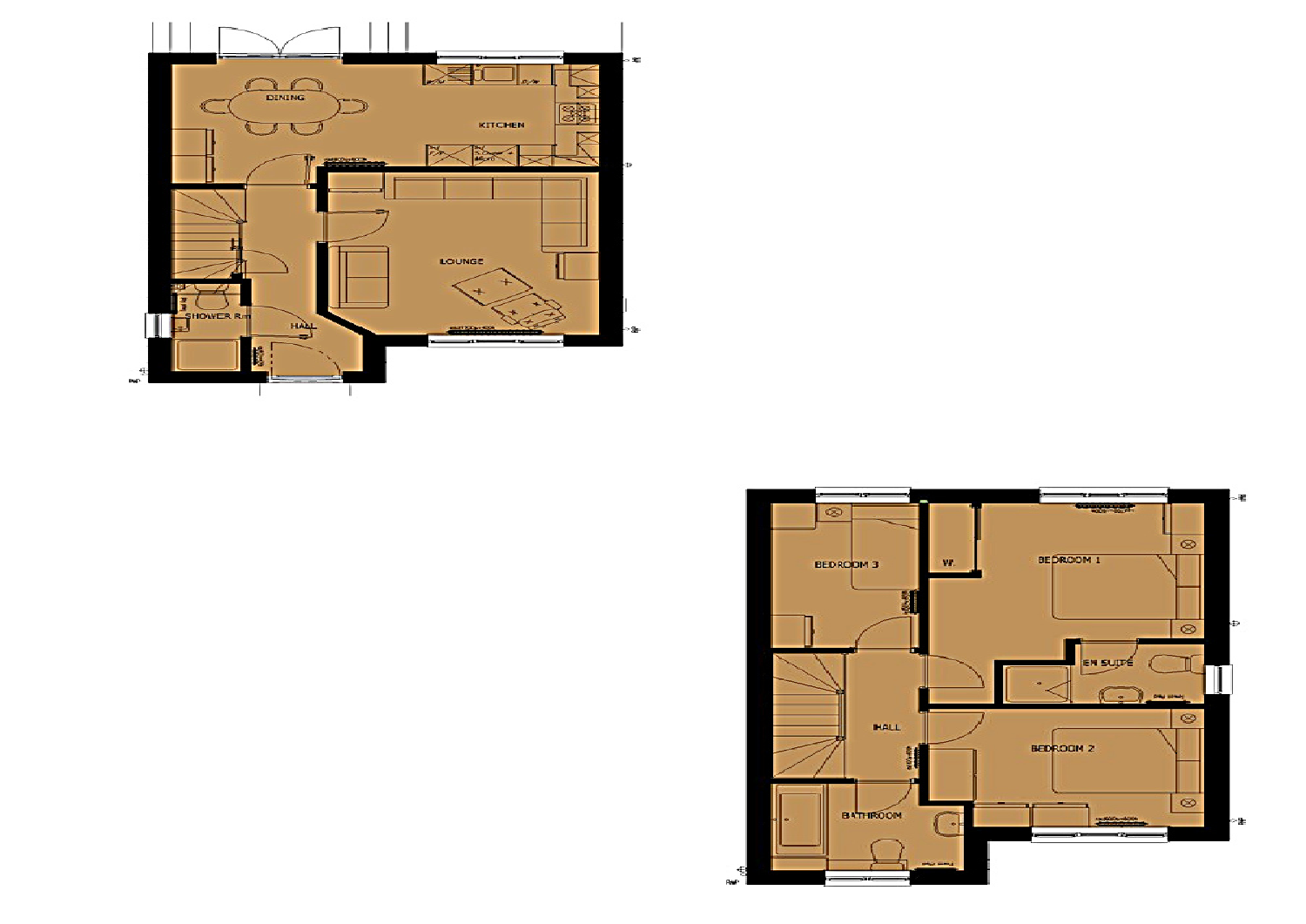DINING

KITCHEN

LOUNGE

SHOWER Rm

HALL

BEDROOM 3

W.

BEDROOM 1

EN SUITE

HALL

BEDROOM 2

BATHROOM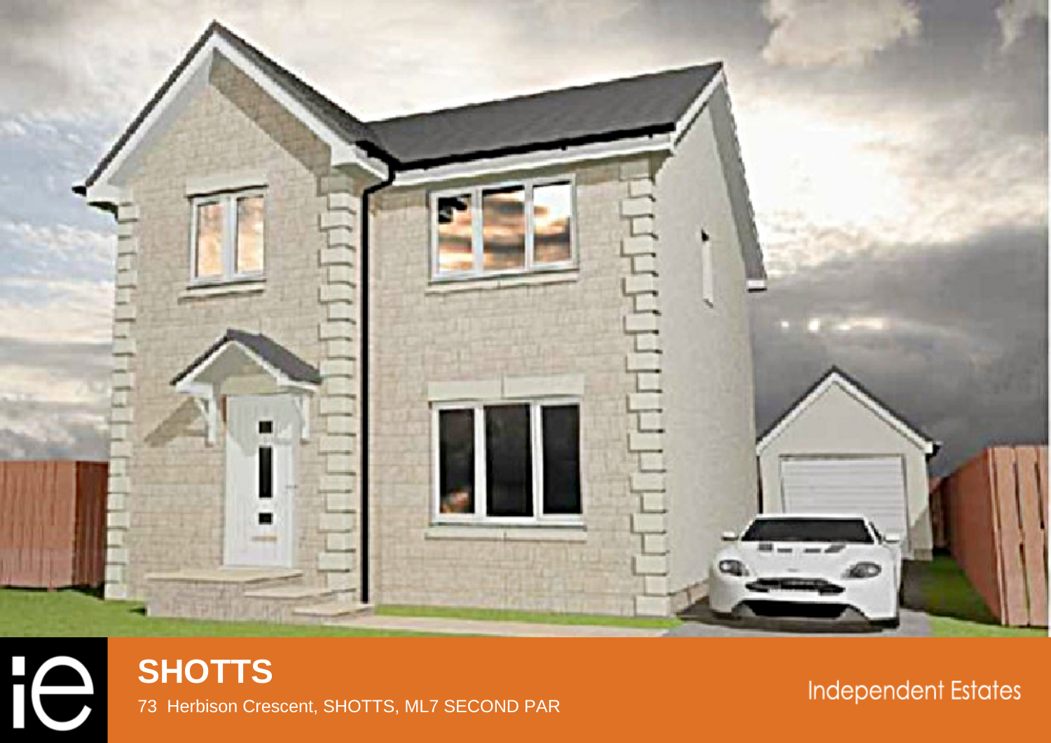ie

# SHOTTS

73 Herbison Crescent, SHOTTS, ML7 SECOND PAR

Independent Estates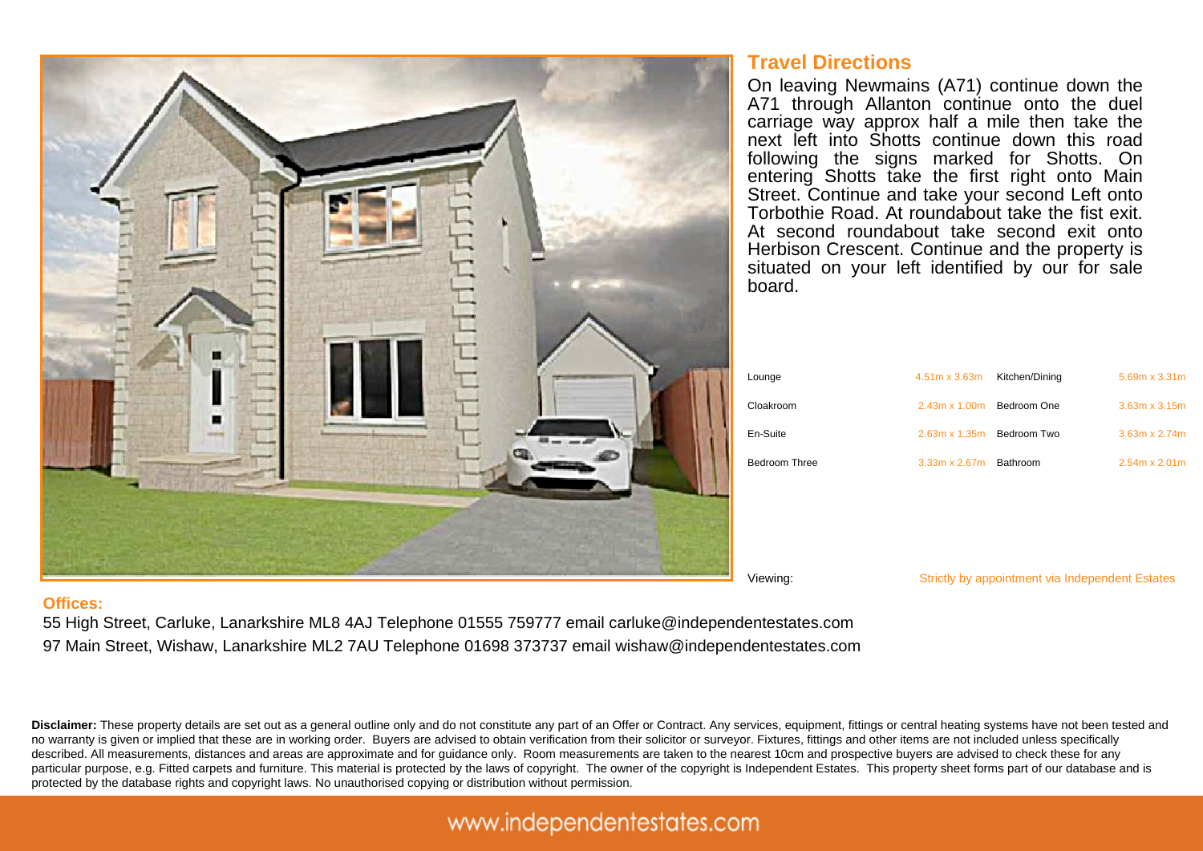## Travel Directions

On leaving Newmains (A71) continue down the A71 through Allanton continue onto the duel carriage way approx half a mile then take the next left into Shotts continue down this road following the signs marked for Shotts. On entering Shotts take the first right onto Main Street. Continue and take your second Left onto Torbothie Road. At roundabout take the fist exit. At second roundabout take second exit onto Herbison Crescent. Continue and the property is situated on your left identified by our for sale board.

| Room | Dimensions | Room | Dimensions |
|---|---|---|---|
| Lounge | 4.51m x 3.63m | Kitchen/Dining | 5.69m x 3.31m |
| Cloakroom | 2.43m x 1.00m | Bedroom One | 3.63m x 3.15m |
| En-Suite | 2.63m x 1.35m | Bedroom Two | 3.63m x 2.74m |
| Bedroom Three | 3.33m x 2.67m | Bathroom | 2.54m x 2.01m |

Viewing: Strictly by appointment via Independent Estates

**Offices:**

55 High Street, Carluke, Lanarkshire ML8 4AJ Telephone 01555 759777 email carluke@independentestates.com

97 Main Street, Wishaw, Lanarkshire ML2 7AU Telephone 01698 373737 email wishaw@independentestates.com

**Disclaimer:** These property details are set out as a general outline only and do not constitute any part of an Offer or Contract. Any services, equipment, fittings or central heating systems have not been tested and no warranty is given or implied that these are in working order. Buyers are advised to obtain verification from their solicitor or surveyor. Fixtures, fittings and other items are not included unless specifically described. All measurements, distances and areas are approximate and for guidance only. Room measurements are taken to the nearest 10cm and prospective buyers are advised to check these for any particular purpose, e.g. Fitted carpets and furniture. This material is protected by the laws of copyright. The owner of the copyright is Independent Estates. This property sheet forms part of our database and is protected by the database rights and copyright laws. No unauthorised copying or distribution without permission.

www.independentestates.com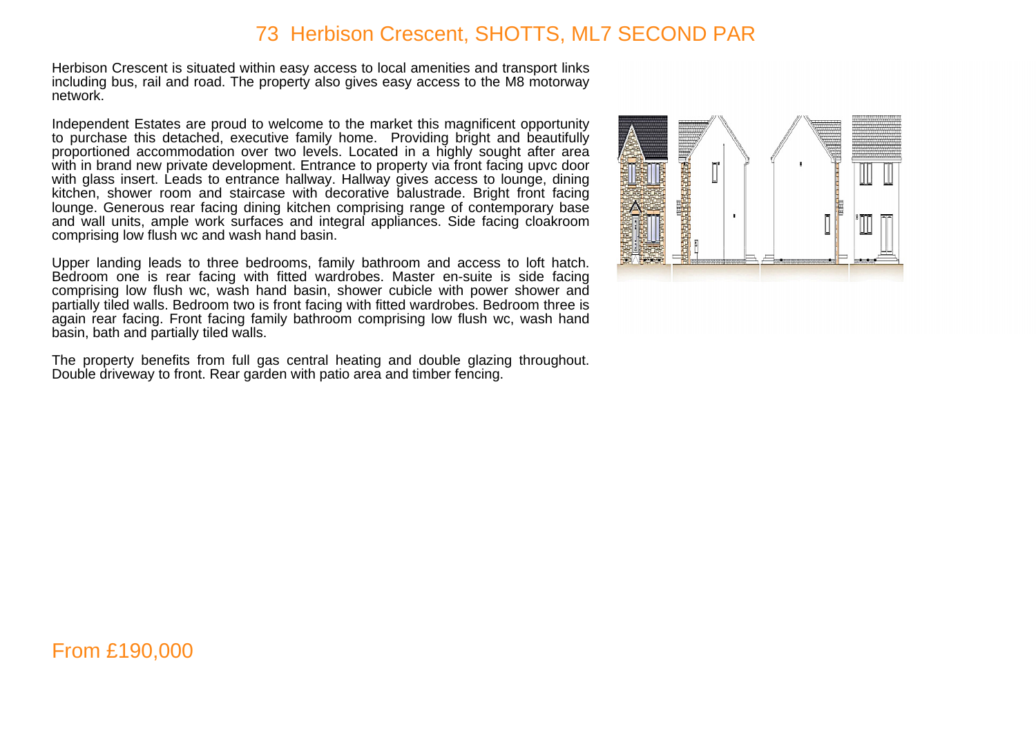# 73 Herbison Crescent, SHOTTS, ML7 SECOND PAR

Herbison Crescent is situated within easy access to local amenities and transport links including bus, rail and road. The property also gives easy access to the M8 motorway network.

Independent Estates are proud to welcome to the market this magnificent opportunity to purchase this detached, executive family home. Providing bright and beautifully proportioned accommodation over two levels. Located in a highly sought after area with in brand new private development. Entrance to property via front facing upvc door with glass insert. Leads to entrance hallway. Hallway gives access to lounge, dining kitchen, shower room and staircase with decorative balustrade. Bright front facing lounge. Generous rear facing dining kitchen comprising range of contemporary base and wall units, ample work surfaces and integral appliances. Side facing cloakroom comprising low flush wc and wash hand basin.

Upper landing leads to three bedrooms, family bathroom and access to loft hatch. Bedroom one is rear facing with fitted wardrobes. Master en-suite is side facing comprising low flush wc, wash hand basin, shower cubicle with power shower and partially tiled walls. Bedroom two is front facing with fitted wardrobes. Bedroom three is again rear facing. Front facing family bathroom comprising low flush wc, wash hand basin, bath and partially tiled walls.

The property benefits from full gas central heating and double glazing throughout. Double driveway to front. Rear garden with patio area and timber fencing.

From £190,000